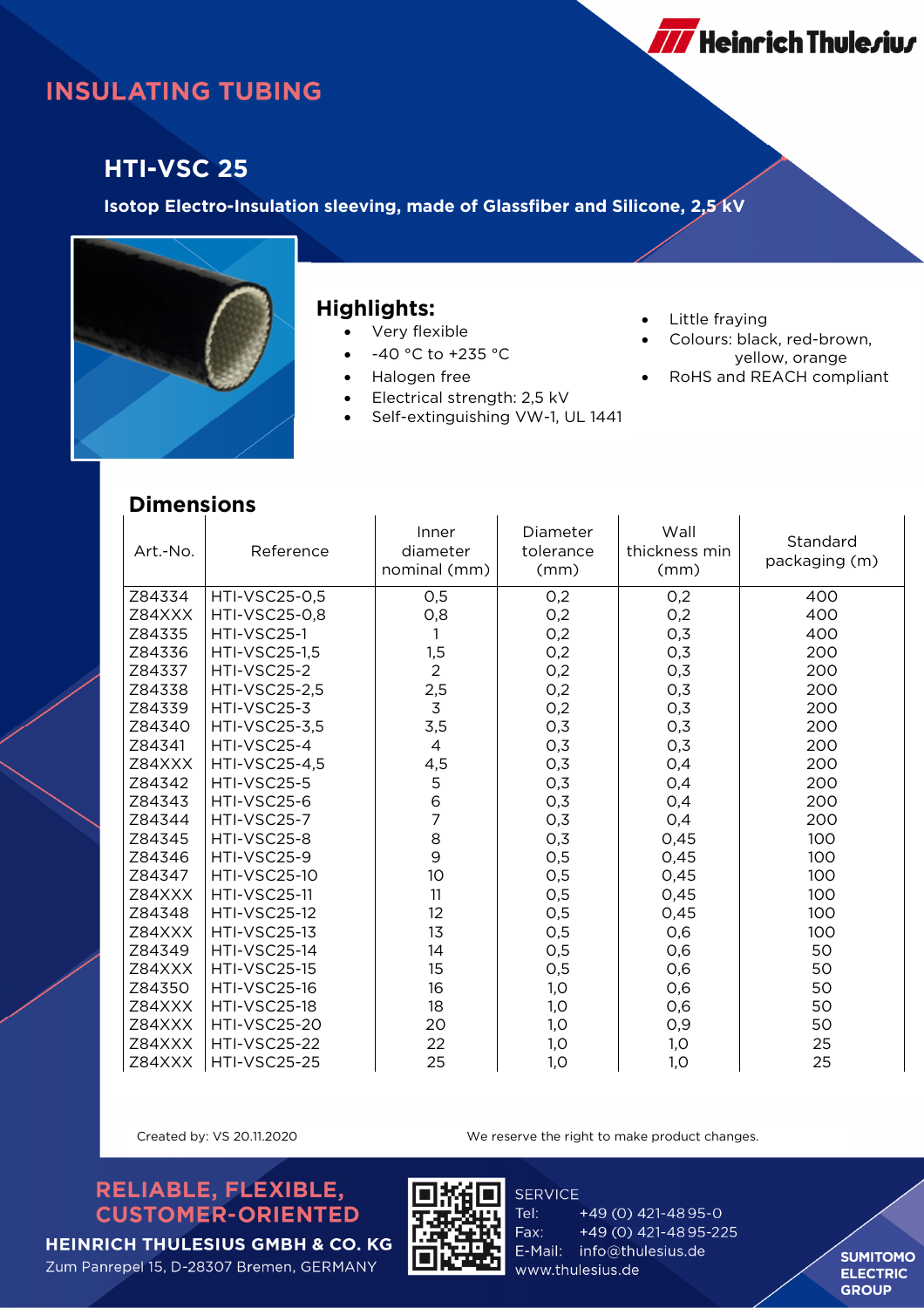# INSULATING TUBING

## HTI-VSC 25

**Isotop Electro-Insulation sleeving, made of Glassfiber and Silicone, 2,5 kV**

### Highlights:

- Very flexible
- -40 °C to +235 °C
- Halogen free
- Electrical strength: 2,5 kV
- Self-extinguishing VW-1, UL 1441
- Little fraying
- Colours: black, red-brown, yellow, orange
- RoHS and REACH compliant

### Dimensions

| Art.-No. | Reference | Inner diameter nominal (mm) | Diameter tolerance (mm) | Wall thickness min (mm) | Standard packaging (m) |
|---|---|---|---|---|---|
| Z84334 | HTI-VSC25-0,5 | 0,5 | 0,2 | 0,2 | 400 |
| Z84XXX | HTI-VSC25-0,8 | 0,8 | 0,2 | 0,2 | 400 |
| Z84335 | HTI-VSC25-1 | 1 | 0,2 | 0,3 | 400 |
| Z84336 | HTI-VSC25-1,5 | 1,5 | 0,2 | 0,3 | 200 |
| Z84337 | HTI-VSC25-2 | 2 | 0,2 | 0,3 | 200 |
| Z84338 | HTI-VSC25-2,5 | 2,5 | 0,2 | 0,3 | 200 |
| Z84339 | HTI-VSC25-3 | 3 | 0,2 | 0,3 | 200 |
| Z84340 | HTI-VSC25-3,5 | 3,5 | 0,3 | 0,3 | 200 |
| Z84341 | HTI-VSC25-4 | 4 | 0,3 | 0,3 | 200 |
| Z84XXX | HTI-VSC25-4,5 | 4,5 | 0,3 | 0,4 | 200 |
| Z84342 | HTI-VSC25-5 | 5 | 0,3 | 0,4 | 200 |
| Z84343 | HTI-VSC25-6 | 6 | 0,3 | 0,4 | 200 |
| Z84344 | HTI-VSC25-7 | 7 | 0,3 | 0,4 | 200 |
| Z84345 | HTI-VSC25-8 | 8 | 0,3 | 0,45 | 100 |
| Z84346 | HTI-VSC25-9 | 9 | 0,5 | 0,45 | 100 |
| Z84347 | HTI-VSC25-10 | 10 | 0,5 | 0,45 | 100 |
| Z84XXX | HTI-VSC25-11 | 11 | 0,5 | 0,45 | 100 |
| Z84348 | HTI-VSC25-12 | 12 | 0,5 | 0,45 | 100 |
| Z84XXX | HTI-VSC25-13 | 13 | 0,5 | 0,6 | 100 |
| Z84349 | HTI-VSC25-14 | 14 | 0,5 | 0,6 | 50 |
| Z84XXX | HTI-VSC25-15 | 15 | 0,5 | 0,6 | 50 |
| Z84350 | HTI-VSC25-16 | 16 | 1,0 | 0,6 | 50 |
| Z84XXX | HTI-VSC25-18 | 18 | 1,0 | 0,6 | 50 |
| Z84XXX | HTI-VSC25-20 | 20 | 1,0 | 0,9 | 50 |
| Z84XXX | HTI-VSC25-22 | 22 | 1,0 | 1,0 | 25 |
| Z84XXX | HTI-VSC25-25 | 25 | 1,0 | 1,0 | 25 |

Created by: VS 20.11.2020

We reserve the right to make product changes.

**RELIABLE, FLEXIBLE, CUSTOMER-ORIENTED**

**HEINRICH THULESIUS GMBH & CO. KG**
Zum Panrepel 15, D-28307 Bremen, GERMANY

SERVICE
Tel: +49 (0) 421-48 95-0
Fax: +49 (0) 421-48 95-225
E-Mail: info@thulesius.de
www.thulesius.de

**SUMITOMO ELECTRIC GROUP**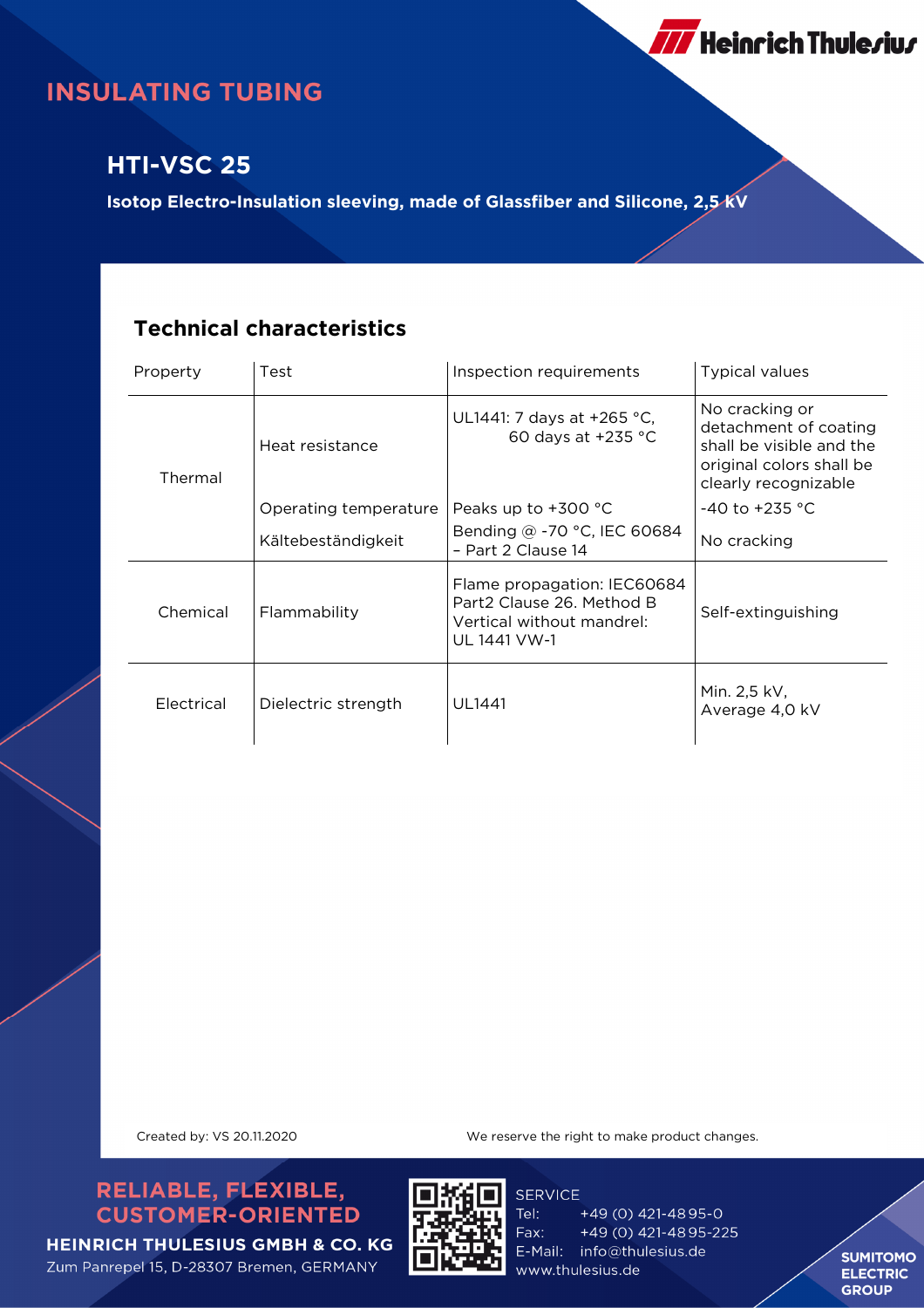# INSULATING TUBING

## HTI-VSC 25

**Isotop Electro-Insulation sleeving, made of Glassfiber and Silicone, 2,5 kV**

### Technical characteristics

| Property | Test | Inspection requirements | Typical values |
|---|---|---|---|
| Thermal | Heat resistance | UL1441: 7 days at +265 °C, 60 days at +235 °C | No cracking or detachment of coating shall be visible and the original colors shall be clearly recognizable |
| | Operating temperature | Peaks up to +300 °C | -40 to +235 °C |
| | Kältebeständigkeit | Bending @ -70 °C, IEC 60684 – Part 2 Clause 14 | No cracking |
| Chemical | Flammability | Flame propagation: IEC60684 Part2 Clause 26. Method B Vertical without mandrel: UL 1441 VW-1 | Self-extinguishing |
| Electrical | Dielectric strength | UL1441 | Min. 2,5 kV, Average 4,0 kV |

Created by: VS 20.11.2020

We reserve the right to make product changes.

**RELIABLE, FLEXIBLE, CUSTOMER-ORIENTED**

**HEINRICH THULESIUS GMBH & CO. KG**
Zum Panrepel 15, D-28307 Bremen, GERMANY

SERVICE
Tel: +49 (0) 421-48 95-0
Fax: +49 (0) 421-48 95-225
E-Mail: info@thulesius.de
www.thulesius.de

SUMITOMO ELECTRIC GROUP